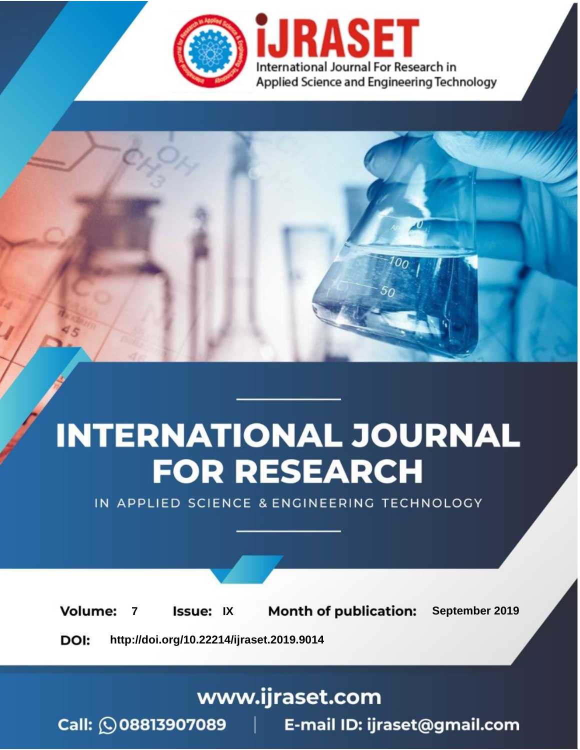iJRASET

International Journal For Research in Applied Science and Engineering Technology

# INTERNATIONAL JOURNAL FOR RESEARCH

IN APPLIED SCIENCE & ENGINEERING TECHNOLOGY

**Volume:** 7 **Issue:** IX **Month of publication:** September 2019

**DOI:** http://doi.org/10.22214/ijraset.2019.9014

www.ijraset.com

Call: 08813907089 | E-mail ID: ijraset@gmail.com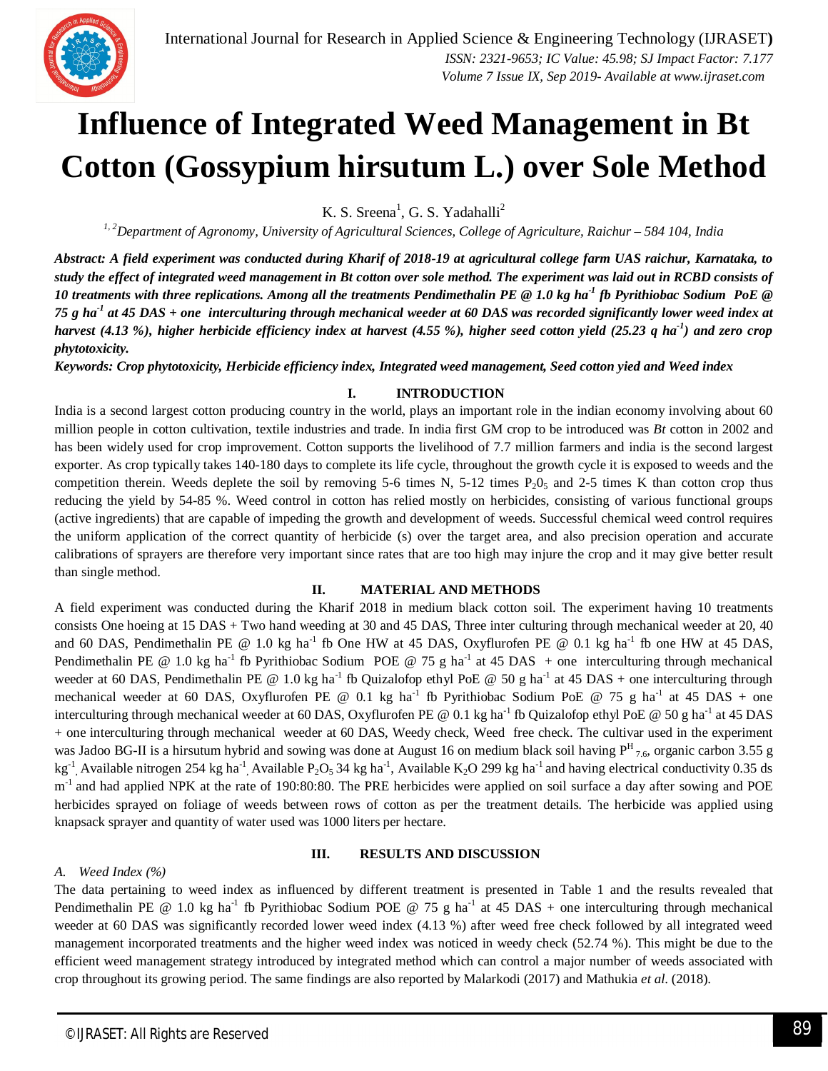# Influence of Integrated Weed Management in Bt Cotton (Gossypium hirsutum L.) over Sole Method

K. S. Sreena[1], G. S. Yadahalli[2]

[1, 2]*Department of Agronomy, University of Agricultural Sciences, College of Agriculture, Raichur – 584 104, India*

***Abstract:** A field experiment was conducted during Kharif of 2018-19 at agricultural college farm UAS raichur, Karnataka, to study the effect of integrated weed management in Bt cotton over sole method. The experiment was laid out in RCBD consists of 10 treatments with three replications. Among all the treatments Pendimethalin PE @ 1.0 kg ha$^{-1}$ fb Pyrithiobac Sodium PoE @ 75 g ha$^{-1}$ at 45 DAS + one interculturing through mechanical weeder at 60 DAS was recorded significantly lower weed index at harvest (4.13 %), higher herbicide efficiency index at harvest (4.55 %), higher seed cotton yield (25.23 q ha$^{-1}$) and zero crop phytotoxicity.*

***Keywords:** Crop phytotoxicity, Herbicide efficiency index, Integrated weed management, Seed cotton yied and Weed index*

## I. INTRODUCTION

India is a second largest cotton producing country in the world, plays an important role in the indian economy involving about 60 million people in cotton cultivation, textile industries and trade. In india first GM crop to be introduced was *Bt* cotton in 2002 and has been widely used for crop improvement. Cotton supports the livelihood of 7.7 million farmers and india is the second largest exporter. As crop typically takes 140-180 days to complete its life cycle, throughout the growth cycle it is exposed to weeds and the competition therein. Weeds deplete the soil by removing 5-6 times N, 5-12 times $P_20_5$ and 2-5 times K than cotton crop thus reducing the yield by 54-85 %. Weed control in cotton has relied mostly on herbicides, consisting of various functional groups (active ingredients) that are capable of impeding the growth and development of weeds. Successful chemical weed control requires the uniform application of the correct quantity of herbicide (s) over the target area, and also precision operation and accurate calibrations of sprayers are therefore very important since rates that are too high may injure the crop and it may give better result than single method.

## II. MATERIAL AND METHODS

A field experiment was conducted during the Kharif 2018 in medium black cotton soil. The experiment having 10 treatments consists One hoeing at 15 DAS + Two hand weeding at 30 and 45 DAS, Three inter culturing through mechanical weeder at 20, 40 and 60 DAS, Pendimethalin PE @ 1.0 kg ha$^{-1}$ fb One HW at 45 DAS, Oxyflurofen PE @ 0.1 kg ha$^{-1}$ fb one HW at 45 DAS, Pendimethalin PE @ 1.0 kg ha$^{-1}$ fb Pyrithiobac Sodium POE @ 75 g ha$^{-1}$ at 45 DAS + one interculturing through mechanical weeder at 60 DAS, Pendimethalin PE @ 1.0 kg ha$^{-1}$ fb Quizalofop ethyl PoE @ 50 g ha$^{-1}$ at 45 DAS + one interculturing through mechanical weeder at 60 DAS, Oxyflurofen PE @ 0.1 kg ha$^{-1}$ fb Pyrithiobac Sodium PoE @ 75 g ha$^{-1}$ at 45 DAS + one interculturing through mechanical weeder at 60 DAS, Oxyflurofen PE @ 0.1 kg ha$^{-1}$ fb Quizalofop ethyl PoE @ 50 g ha$^{-1}$ at 45 DAS + one interculturing through mechanical weeder at 60 DAS, Weedy check, Weed free check. The cultivar used in the experiment was Jadoo BG-II is a hirsutum hybrid and sowing was done at August 16 on medium black soil having $P^H{}_{7.6}$, organic carbon 3.55 g kg$^{-1}$, Available nitrogen 254 kg ha$^{-1}$, Available $P_2O_5$ 34 kg ha$^{-1}$, Available $K_2O$ 299 kg ha$^{-1}$ and having electrical conductivity 0.35 ds m$^{-1}$ and had applied NPK at the rate of 190:80:80. The PRE herbicides were applied on soil surface a day after sowing and POE herbicides sprayed on foliage of weeds between rows of cotton as per the treatment details. The herbicide was applied using knapsack sprayer and quantity of water used was 1000 liters per hectare.

## III. RESULTS AND DISCUSSION

### *A. Weed Index (%)*

The data pertaining to weed index as influenced by different treatment is presented in Table 1 and the results revealed that Pendimethalin PE @ 1.0 kg ha$^{-1}$ fb Pyrithiobac Sodium POE @ 75 g ha$^{-1}$ at 45 DAS + one interculturing through mechanical weeder at 60 DAS was significantly recorded lower weed index (4.13 %) after weed free check followed by all integrated weed management incorporated treatments and the higher weed index was noticed in weedy check (52.74 %). This might be due to the efficient weed management strategy introduced by integrated method which can control a major number of weeds associated with crop throughout its growing period. The same findings are also reported by Malarkodi (2017) and Mathukia *et al.* (2018).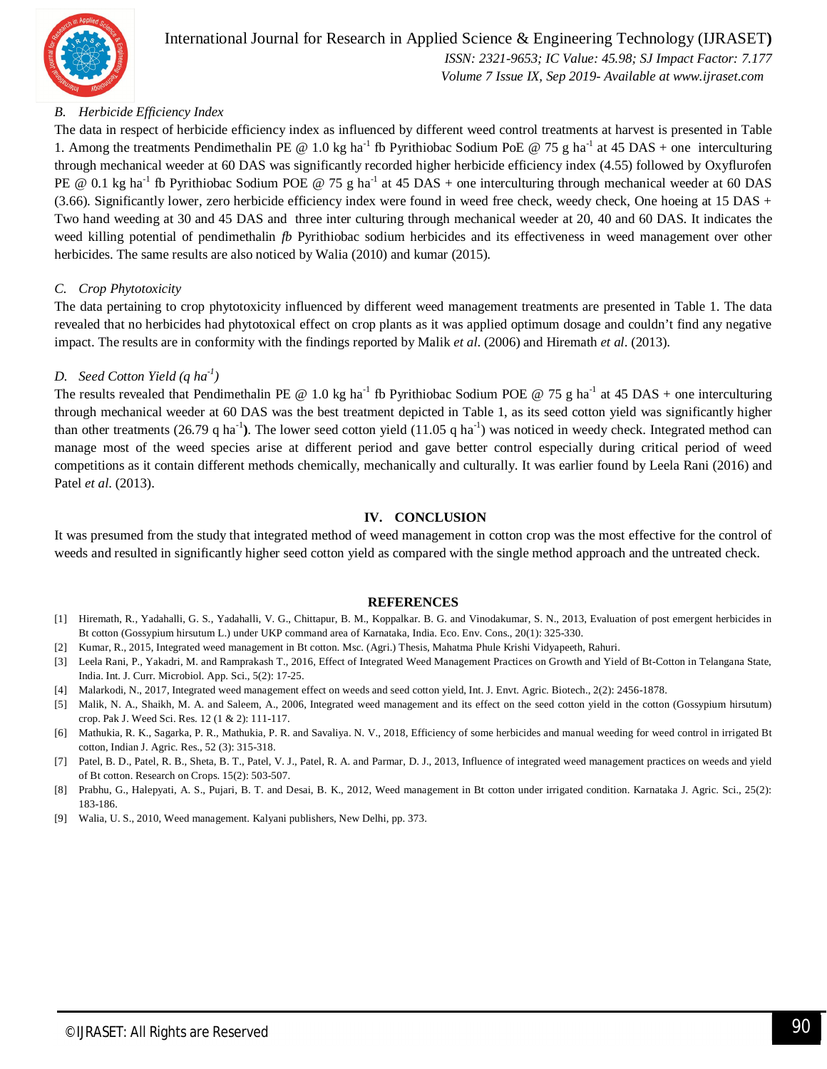### B. Herbicide Efficiency Index

The data in respect of herbicide efficiency index as influenced by different weed control treatments at harvest is presented in Table 1. Among the treatments Pendimethalin PE @ 1.0 kg ha$^{-1}$ fb Pyrithiobac Sodium PoE @ 75 g ha$^{-1}$ at 45 DAS + one interculturing through mechanical weeder at 60 DAS was significantly recorded higher herbicide efficiency index (4.55) followed by Oxyflurofen PE @ 0.1 kg ha$^{-1}$ fb Pyrithiobac Sodium POE @ 75 g ha$^{-1}$ at 45 DAS + one interculturing through mechanical weeder at 60 DAS (3.66). Significantly lower, zero herbicide efficiency index were found in weed free check, weedy check, One hoeing at 15 DAS + Two hand weeding at 30 and 45 DAS and three inter culturing through mechanical weeder at 20, 40 and 60 DAS. It indicates the weed killing potential of pendimethalin *fb* Pyrithiobac sodium herbicides and its effectiveness in weed management over other herbicides. The same results are also noticed by Walia (2010) and kumar (2015).

### C. Crop Phytotoxicity

The data pertaining to crop phytotoxicity influenced by different weed management treatments are presented in Table 1. The data revealed that no herbicides had phytotoxical effect on crop plants as it was applied optimum dosage and couldn't find any negative impact. The results are in conformity with the findings reported by Malik *et al.* (2006) and Hiremath *et al.* (2013).

### D. Seed Cotton Yield (q ha$^{-1}$)

The results revealed that Pendimethalin PE @ 1.0 kg ha$^{-1}$ fb Pyrithiobac Sodium POE @ 75 g ha$^{-1}$ at 45 DAS + one interculturing through mechanical weeder at 60 DAS was the best treatment depicted in Table 1, as its seed cotton yield was significantly higher than other treatments (26.79 q ha$^{-1}$**)**. The lower seed cotton yield (11.05 q ha$^{-1}$) was noticed in weedy check. Integrated method can manage most of the weed species arise at different period and gave better control especially during critical period of weed competitions as it contain different methods chemically, mechanically and culturally. It was earlier found by Leela Rani (2016) and Patel *et al.* (2013).

## IV. CONCLUSION

It was presumed from the study that integrated method of weed management in cotton crop was the most effective for the control of weeds and resulted in significantly higher seed cotton yield as compared with the single method approach and the untreated check.

## REFERENCES

[1] Hiremath, R., Yadahalli, G. S., Yadahalli, V. G., Chittapur, B. M., Koppalkar. B. G. and Vinodakumar, S. N., 2013, Evaluation of post emergent herbicides in Bt cotton (Gossypium hirsutum L.) under UKP command area of Karnataka, India. Eco. Env. Cons., 20(1): 325-330.

[2] Kumar, R., 2015, Integrated weed management in Bt cotton. Msc. (Agri.) Thesis, Mahatma Phule Krishi Vidyapeeth, Rahuri.

[3] Leela Rani, P., Yakadri, M. and Ramprakash T., 2016, Effect of Integrated Weed Management Practices on Growth and Yield of Bt-Cotton in Telangana State, India. Int. J. Curr. Microbiol. App. Sci., 5(2): 17-25.

[4] Malarkodi, N., 2017, Integrated weed management effect on weeds and seed cotton yield, Int. J. Envt. Agric. Biotech., 2(2): 2456-1878.

[5] Malik, N. A., Shaikh, M. A. and Saleem, A., 2006, Integrated weed management and its effect on the seed cotton yield in the cotton (Gossypium hirsutum) crop. Pak J. Weed Sci. Res. 12 (1 & 2): 111-117.

[6] Mathukia, R. K., Sagarka, P. R., Mathukia, P. R. and Savaliya. N. V., 2018, Efficiency of some herbicides and manual weeding for weed control in irrigated Bt cotton, Indian J. Agric. Res., 52 (3): 315-318.

[7] Patel, B. D., Patel, R. B., Sheta, B. T., Patel, V. J., Patel, R. A. and Parmar, D. J., 2013, Influence of integrated weed management practices on weeds and yield of Bt cotton. Research on Crops. 15(2): 503-507.

[8] Prabhu, G., Halepyati, A. S., Pujari, B. T. and Desai, B. K., 2012, Weed management in Bt cotton under irrigated condition. Karnataka J. Agric. Sci., 25(2): 183-186.

[9] Walia, U. S., 2010, Weed management. Kalyani publishers, New Delhi, pp. 373.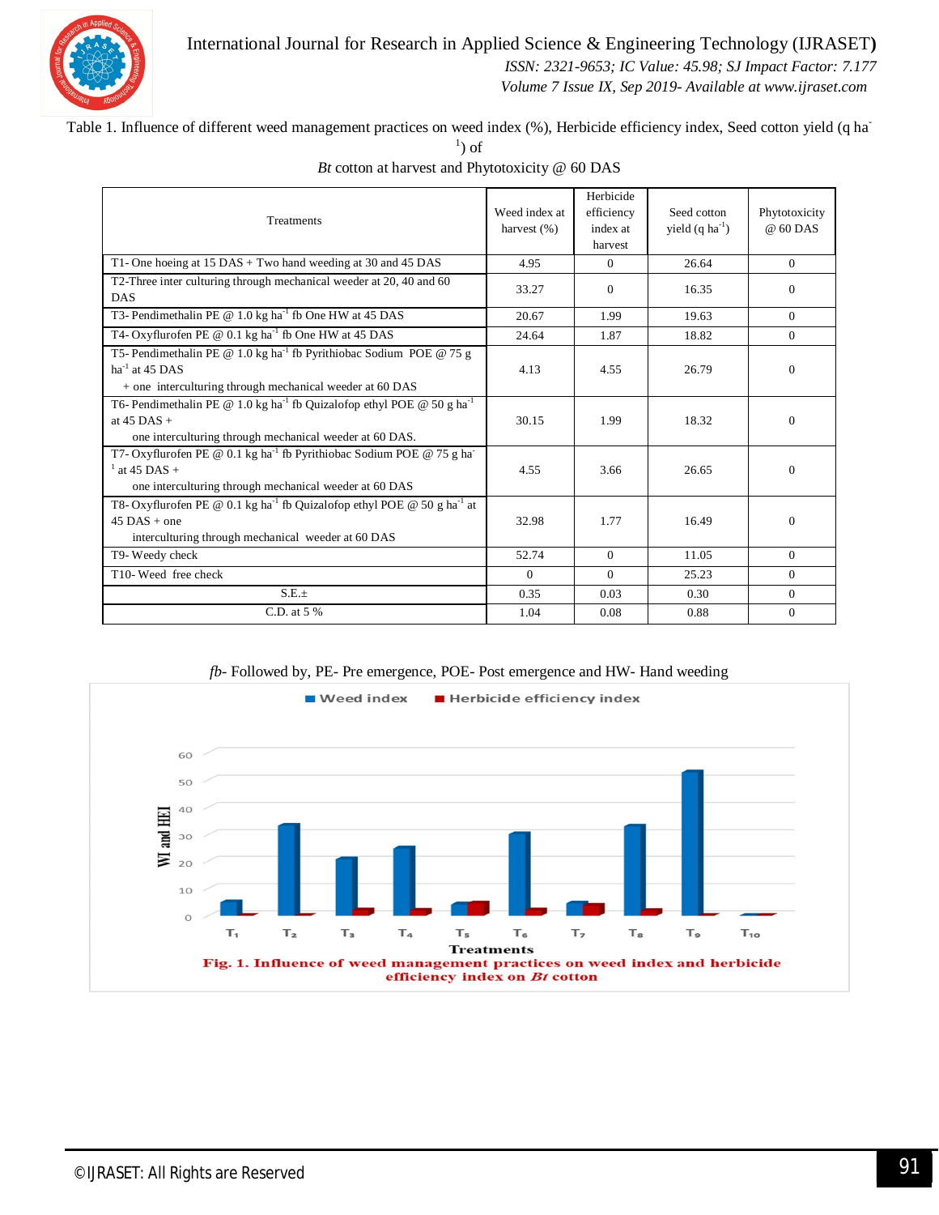Table 1. Influence of different weed management practices on weed index (%), Herbicide efficiency index, Seed cotton yield (q ha$^{-1}$) of *Bt* cotton at harvest and Phytotoxicity @ 60 DAS

| Treatments | Weed index at harvest (%) | Herbicide efficiency index at harvest | Seed cotton yield (q ha$^{-1}$) | Phytotoxicity @ 60 DAS |
|---|---|---|---|---|
| T1- One hoeing at 15 DAS + Two hand weeding at 30 and 45 DAS | 4.95 | 0 | 26.64 | 0 |
| T2-Three inter culturing through mechanical weeder at 20, 40 and 60 DAS | 33.27 | 0 | 16.35 | 0 |
| T3- Pendimethalin PE @ 1.0 kg ha$^{-1}$ fb One HW at 45 DAS | 20.67 | 1.99 | 19.63 | 0 |
| T4- Oxyflurofen PE @ 0.1 kg ha$^{-1}$ fb One HW at 45 DAS | 24.64 | 1.87 | 18.82 | 0 |
| T5- Pendimethalin PE @ 1.0 kg ha$^{-1}$ fb Pyrithiobac Sodium POE @ 75 g ha$^{-1}$ at 45 DAS + one interculturing through mechanical weeder at 60 DAS | 4.13 | 4.55 | 26.79 | 0 |
| T6- Pendimethalin PE @ 1.0 kg ha$^{-1}$ fb Quizalofop ethyl POE @ 50 g ha$^{-1}$ at 45 DAS + one interculturing through mechanical weeder at 60 DAS. | 30.15 | 1.99 | 18.32 | 0 |
| T7- Oxyflurofen PE @ 0.1 kg ha$^{-1}$ fb Pyrithiobac Sodium POE @ 75 g ha$^{-1}$ at 45 DAS + one interculturing through mechanical weeder at 60 DAS | 4.55 | 3.66 | 26.65 | 0 |
| T8- Oxyflurofen PE @ 0.1 kg ha$^{-1}$ fb Quizalofop ethyl POE @ 50 g ha$^{-1}$ at 45 DAS + one interculturing through mechanical weeder at 60 DAS | 32.98 | 1.77 | 16.49 | 0 |
| T9- Weedy check | 52.74 | 0 | 11.05 | 0 |
| T10- Weed free check | 0 | 0 | 25.23 | 0 |
| S.E.± | 0.35 | 0.03 | 0.30 | 0 |
| C.D. at 5 % | 1.04 | 0.08 | 0.88 | 0 |

*fb*- Followed by, PE- Pre emergence, POE- Post emergence and HW- Hand weeding

**Fig. 1. Influence of weed management practices on weed index and herbicide efficiency index on *Bt* cotton**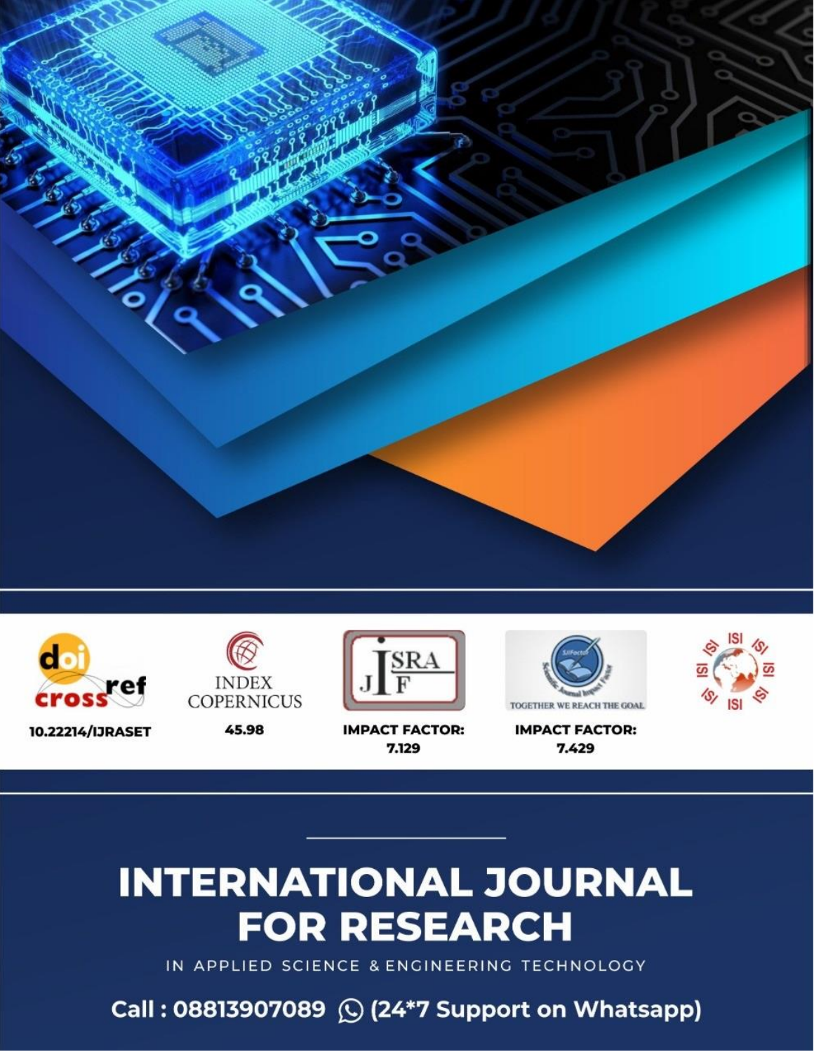10.22214/IJRASET

INDEX COPERNICUS

45.98

IMPACT FACTOR: 7.129

TOGETHER WE REACH THE GOAL

IMPACT FACTOR: 7.429

# INTERNATIONAL JOURNAL FOR RESEARCH

IN APPLIED SCIENCE & ENGINEERING TECHNOLOGY

Call : 08813907089 (24*7 Support on Whatsapp)